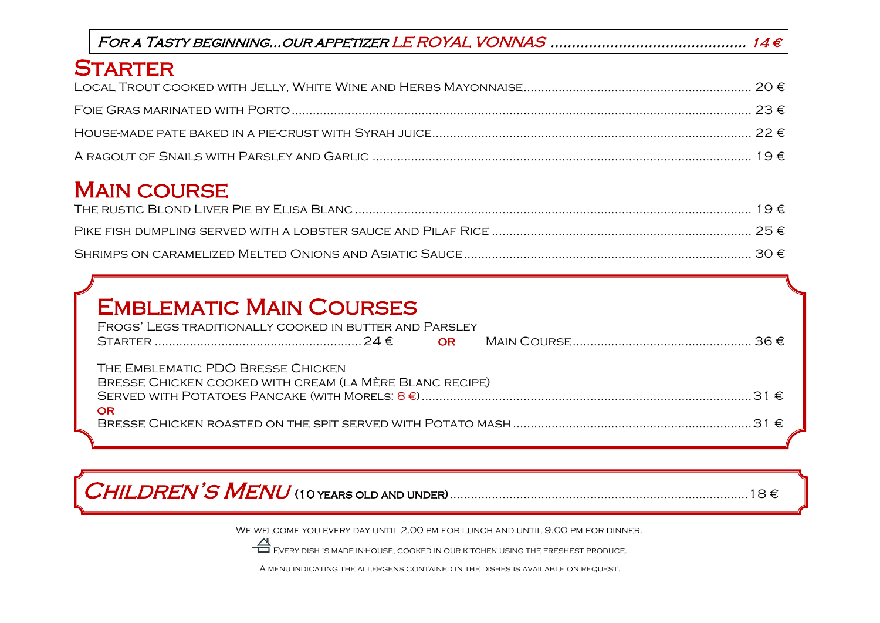For a Tasty beginning...our appetizer LE ROYAL VONNAS ............................................ 14 €

## Starter

Local Trout cooked with Jelly, White Wine and Herbs Mayonnaise................................................................ 20 €

Foie Gras marinated with Porto................................................................................................................ 23 €

House-made pate baked in a pie-crust with Syrah juice.......................................................................... 22 €

A ragout of Snails with Parsley and Garlic .......................................................................................... 19 €

## Main course

The rustic Blond Liver Pie by Elisa Blanc ............................................................................................... 19 €

Pike fish dumpling served with a lobster sauce and Pilaf Rice ........................................................... 25 €

Shrimps on caramelized Melted Onions and Asiatic Sauce.................................................................. 30 €

## Emblematic Main Courses

Frogs' Legs traditionally cooked in butter and Parsley

Starter ........................................................... 24 € **OR** Main Course.................................................. 36 €

The Emblematic PDO Bresse Chicken

Bresse Chicken cooked with cream (la Mère Blanc recipe)

Served with Potatoes Pancake (with Morels: 8 €)............................................................................................31 €

**OR**

Bresse Chicken roasted on the spit served with Potato mash ...................................................................31 €

## *Children's Menu* (10 years old and under)....................................................................................18 €

We welcome you every day until 2.00 pm for lunch and until 9.00 pm for dinner.

Every dish is made in-house, cooked in our kitchen using the freshest produce.

A menu indicating the allergens contained in the dishes is available on request.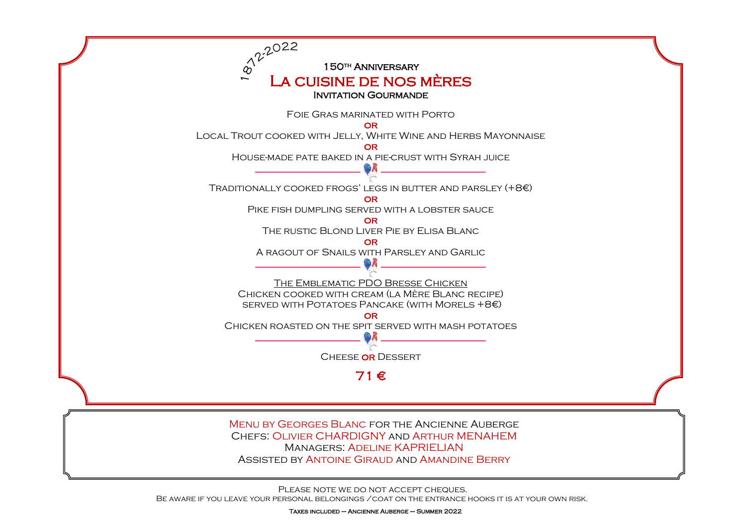1872-2022

150th Anniversary

# La cuisine de nos mères

## Invitation Gourmande

Foie Gras marinated with Porto

or

Local Trout cooked with Jelly, White Wine and Herbs Mayonnaise

or

House-made pate baked in a pie-crust with Syrah juice

---

Traditionally cooked frogs' legs in butter and parsley (+8€)

or

Pike fish dumpling served with a lobster sauce

or

The rustic Blond Liver Pie by Elisa Blanc

or

A ragout of Snails with Parsley and Garlic

---

The Emblematic PDO Bresse Chicken

Chicken cooked with cream (la Mère Blanc recipe)

served with Potatoes Pancake (with Morels +8€)

or

Chicken roasted on the spit served with mash potatoes

---

Cheese or Dessert

**71 €**

Menu by Georges Blanc for the Ancienne Auberge

Chefs: Olivier CHARDIGNY and Arthur MENAHEM

Managers: Adeline KAPRIELIAN

Assisted by Antoine Giraud and Amandine Berry

Please note we do not accept cheques.

Be aware if you leave your personal belongings /coat on the entrance hooks it is at your own risk.

Taxes included – Ancienne Auberge – Summer 2022